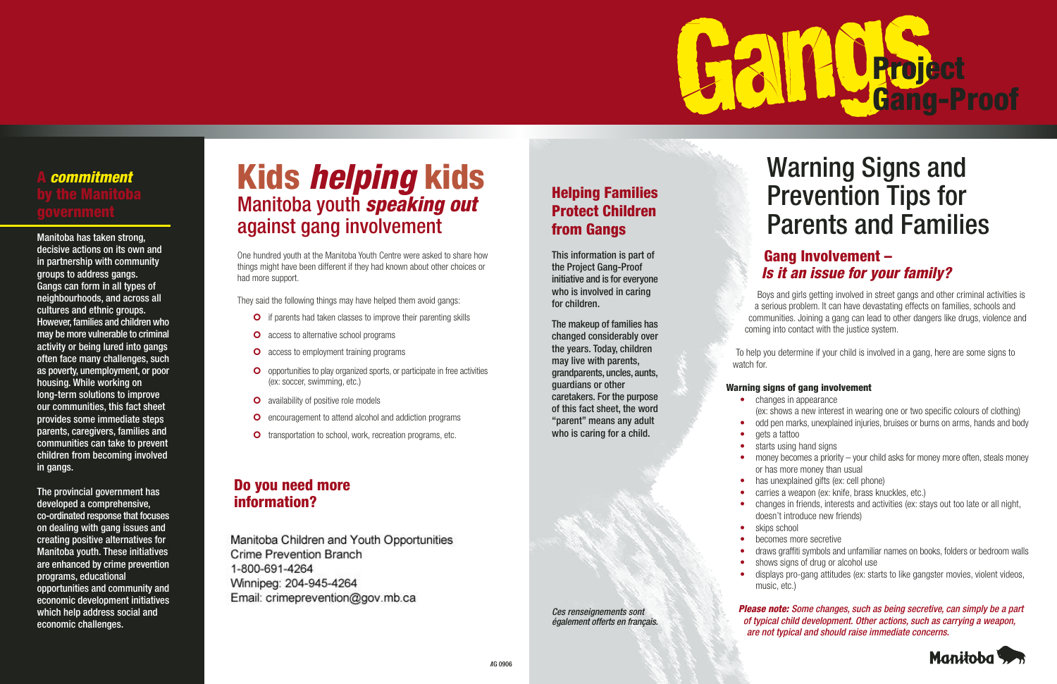# Gangs Project Gang-Proof

## A *commitment* by the Manitoba government

Manitoba has taken strong, decisive actions on its own and in partnership with community groups to address gangs. Gangs can form in all types of neighbourhoods, and across all cultures and ethnic groups. However, families and children who may be more vulnerable to criminal activity or being lured into gangs often face many challenges, such as poverty, unemployment, or poor housing. While working on long-term solutions to improve our communities, this fact sheet provides some immediate steps parents, caregivers, families and communities can take to prevent children from becoming involved in gangs.

The provincial government has developed a comprehensive, co-ordinated response that focuses on dealing with gang issues and creating positive alternatives for Manitoba youth. These initiatives are enhanced by crime prevention programs, educational opportunities and community and economic development initiatives which help address social and economic challenges.

# Kids *helping* kids

## Manitoba youth *speaking out* against gang involvement

One hundred youth at the Manitoba Youth Centre were asked to share how things might have been different if they had known about other choices or had more support.

They said the following things may have helped them avoid gangs:

- if parents had taken classes to improve their parenting skills
- access to alternative school programs
- access to employment training programs
- opportunities to play organized sports, or participate in free activities (ex: soccer, swimming, etc.)
- availability of positive role models
- encouragement to attend alcohol and addiction programs
- transportation to school, work, recreation programs, etc.

## Do you need more information?

Manitoba Children and Youth Opportunities
Crime Prevention Branch
1-800-691-4264
Winnipeg: 204-945-4264
Email: crimeprevention@gov.mb.ca

/G 0906

## Helping Families Protect Children from Gangs

This information is part of the Project Gang-Proof initiative and is for everyone who is involved in caring for children.

The makeup of families has changed considerably over the years. Today, children may live with parents, grandparents, uncles, aunts, guardians or other caretakers. For the purpose of this fact sheet, the word "parent" means any adult who is caring for a child.

*Ces renseignements sont également offerts en français.*

# Warning Signs and Prevention Tips for Parents and Families

## Gang Involvement – *Is it an issue for your family?*

Boys and girls getting involved in street gangs and other criminal activities is a serious problem. It can have devastating effects on families, schools and communities. Joining a gang can lead to other dangers like drugs, violence and coming into contact with the justice system.

To help you determine if your child is involved in a gang, here are some signs to watch for.

### Warning signs of gang involvement

- changes in appearance (ex: shows a new interest in wearing one or two specific colours of clothing)
- odd pen marks, unexplained injuries, bruises or burns on arms, hands and body
- gets a tattoo
- starts using hand signs
- money becomes a priority – your child asks for money more often, steals money or has more money than usual
- has unexplained gifts (ex: cell phone)
- carries a weapon (ex: knife, brass knuckles, etc.)
- changes in friends, interests and activities (ex: stays out too late or all night, doesn't introduce new friends)
- skips school
- becomes more secretive
- draws graffiti symbols and unfamiliar names on books, folders or bedroom walls
- shows signs of drug or alcohol use
- displays pro-gang attitudes (ex: starts to like gangster movies, violent videos, music, etc.)

***Please note:*** *Some changes, such as being secretive, can simply be a part of typical child development. Other actions, such as carrying a weapon, are not typical and should raise immediate concerns.*

Manitoba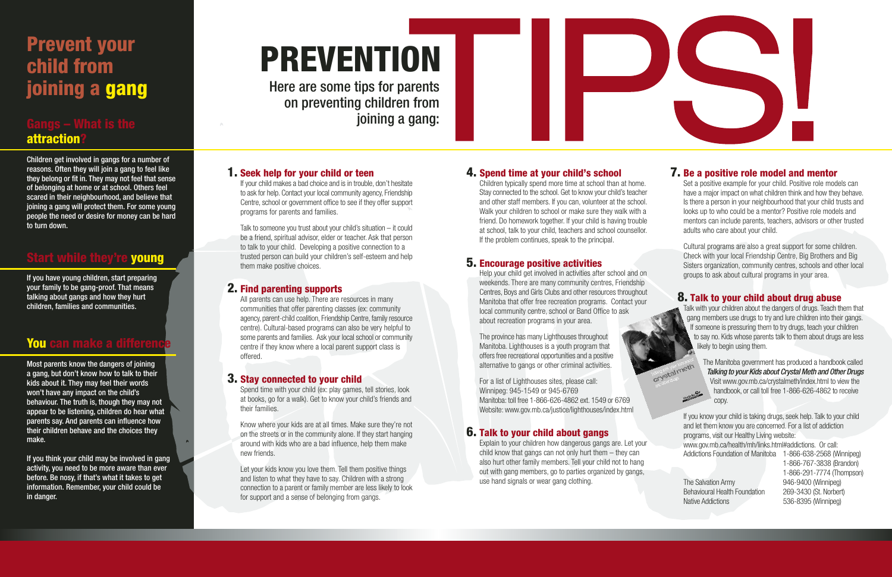# Prevent your child from joining a gang

## Gangs – What is the attraction?

Children get involved in gangs for a number of reasons. Often they will join a gang to feel like they belong or fit in. They may not feel that sense of belonging at home or at school. Others feel scared in their neighbourhood, and believe that joining a gang will protect them. For some young people the need or desire for money can be hard to turn down.

## Start while they're young

If you have young children, start preparing your family to be gang-proof. That means talking about gangs and how they hurt children, families and communities.

## You can make a difference

Most parents know the dangers of joining a gang, but don't know how to talk to their kids about it. They may feel their words won't have any impact on the child's behaviour. The truth is, though they may not appear to be listening, children do hear what parents say. And parents can influence how their children behave and the choices they make.

If you think your child may be involved in gang activity, you need to be more aware than ever before. Be nosy, if that's what it takes to get information. Remember, your child could be in danger.

# PREVENTION TIPS!

Here are some tips for parents on preventing children from joining a gang:

### 1. Seek help for your child or teen

If your child makes a bad choice and is in trouble, don't hesitate to ask for help. Contact your local community agency, Friendship Centre, school or government office to see if they offer support programs for parents and families.

Talk to someone you trust about your child's situation – it could be a friend, spiritual advisor, elder or teacher. Ask that person to talk to your child. Developing a positive connection to a trusted person can build your children's self-esteem and help them make positive choices.

### 2. Find parenting supports

All parents can use help. There are resources in many communities that offer parenting classes (ex: community agency, parent-child coalition, Friendship Centre, family resource centre). Cultural-based programs can also be very helpful to some parents and families. Ask your local school or community centre if they know where a local parent support class is offered.

### 3. Stay connected to your child

Spend time with your child (ex: play games, tell stories, look at books, go for a walk). Get to know your child's friends and their families.

Know where your kids are at all times. Make sure they're not on the streets or in the community alone. If they start hanging around with kids who are a bad influence, help them make new friends.

Let your kids know you love them. Tell them positive things and listen to what they have to say. Children with a strong connection to a parent or family member are less likely to look for support and a sense of belonging from gangs.

### 4. Spend time at your child's school

Children typically spend more time at school than at home. Stay connected to the school. Get to know your child's teacher and other staff members. If you can, volunteer at the school. Walk your children to school or make sure they walk with a friend. Do homework together. If your child is having trouble at school, talk to your child, teachers and school counsellor. If the problem continues, speak to the principal.

### 5. Encourage positive activities

Help your child get involved in activities after school and on weekends. There are many community centres, Friendship Centres, Boys and Girls Clubs and other resources throughout Manitoba that offer free recreation programs. Contact your local community centre, school or Band Office to ask about recreation programs in your area.

The province has many Lighthouses throughout Manitoba. Lighthouses is a youth program that offers free recreational opportunities and a positive alternative to gangs or other criminal activities.

For a list of Lighthouses sites, please call:
Winnipeg: 945-1549 or 945-6769
Manitoba: toll free 1-866-626-4862 ext. 1549 or 6769
Website: www.gov.mb.ca/justice/lighthouses/index.html

### 6. Talk to your child about gangs

Explain to your children how dangerous gangs are. Let your child know that gangs can not only hurt them – they can also hurt other family members. Tell your child not to hang out with gang members, go to parties organized by gangs, use hand signals or wear gang clothing.

### 7. Be a positive role model and mentor

Set a positive example for your child. Positive role models can have a major impact on what children think and how they behave. Is there a person in your neighbourhood that your child trusts and looks up to who could be a mentor? Positive role models and mentors can include parents, teachers, advisors or other trusted adults who care about your child.

Cultural programs are also a great support for some children. Check with your local Friendship Centre, Big Brothers and Big Sisters organization, community centres, schools and other local groups to ask about cultural programs in your area.

### 8. Talk to your child about drug abuse

Talk with your children about the dangers of drugs. Teach them that gang members use drugs to try and lure children into their gangs. If someone is pressuring them to try drugs, teach your children to say no. Kids whose parents talk to them about drugs are less likely to begin using them.

The Manitoba government has produced a handbook called ***Talking to your Kids about Crystal Meth and Other Drugs*** Visit www.gov.mb.ca/crystalmeth/index.html to view the handbook, or call toll free 1-866-626-4862 to receive copy.

If you know your child is taking drugs, seek help. Talk to your child and let them know you are concerned. For a list of addiction programs, visit our Healthy Living website:
www.gov.mb.ca/health/mh/links.html#addictions. Or call:

| | |
|---|---|
| Addictions Foundation of Manitoba | 1-866-638-2568 (Winnipeg) |
| | 1-866-767-3838 (Brandon) |
| | 1-866-291-7774 (Thompson) |
| The Salvation Army | 946-9400 (Winnipeg) |
| Behavioural Health Foundation | 269-3430 (St. Norbert) |
| Native Addictions | 536-8395 (Winnipeg) |